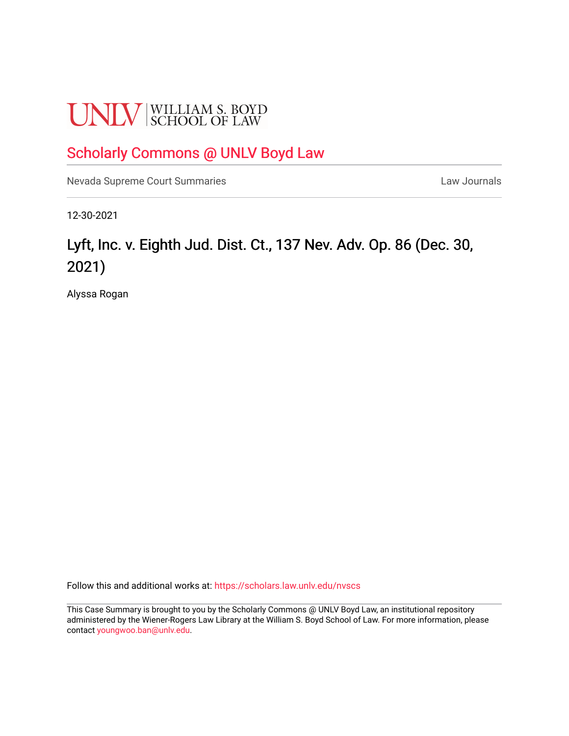UNLV | WILLIAM S. BOYD SCHOOL OF LAW

## Scholarly Commons @ UNLV Boyd Law

Nevada Supreme Court Summaries Law Journals

12-30-2021

# Lyft, Inc. v. Eighth Jud. Dist. Ct., 137 Nev. Adv. Op. 86 (Dec. 30, 2021)

Alyssa Rogan

Follow this and additional works at: https://scholars.law.unlv.edu/nvscs

This Case Summary is brought to you by the Scholarly Commons @ UNLV Boyd Law, an institutional repository administered by the Wiener-Rogers Law Library at the William S. Boyd School of Law. For more information, please contact youngwoo.ban@unlv.edu.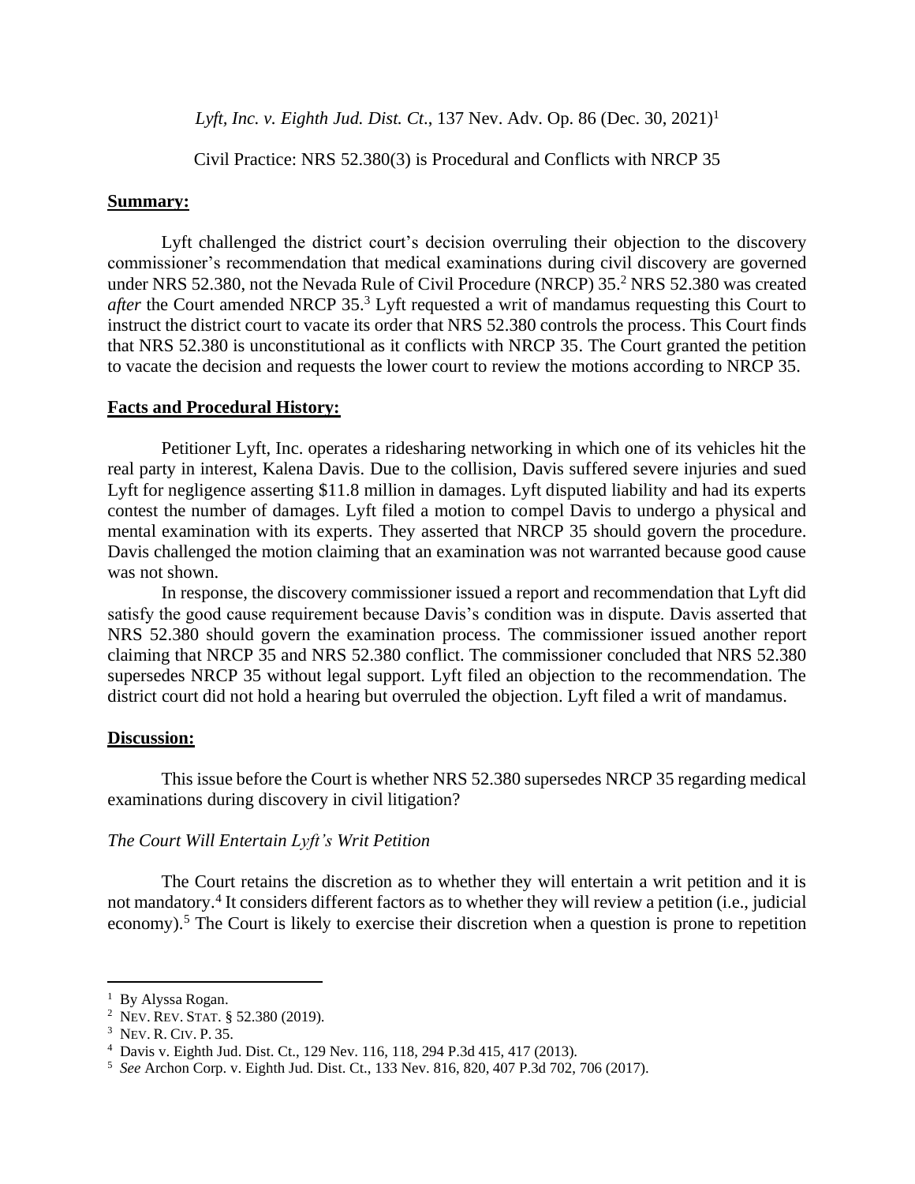*Lyft, Inc. v. Eighth Jud. Dist. Ct.*, 137 Nev. Adv. Op. 86 (Dec. 30, 2021)[1]

Civil Practice: NRS 52.380(3) is Procedural and Conflicts with NRCP 35

## Summary:

Lyft challenged the district court's decision overruling their objection to the discovery commissioner's recommendation that medical examinations during civil discovery are governed under NRS 52.380, not the Nevada Rule of Civil Procedure (NRCP) 35.[2] NRS 52.380 was created *after* the Court amended NRCP 35.[3] Lyft requested a writ of mandamus requesting this Court to instruct the district court to vacate its order that NRS 52.380 controls the process. This Court finds that NRS 52.380 is unconstitutional as it conflicts with NRCP 35. The Court granted the petition to vacate the decision and requests the lower court to review the motions according to NRCP 35.

## Facts and Procedural History:

Petitioner Lyft, Inc. operates a ridesharing networking in which one of its vehicles hit the real party in interest, Kalena Davis. Due to the collision, Davis suffered severe injuries and sued Lyft for negligence asserting $11.8 million in damages. Lyft disputed liability and had its experts contest the number of damages. Lyft filed a motion to compel Davis to undergo a physical and mental examination with its experts. They asserted that NRCP 35 should govern the procedure. Davis challenged the motion claiming that an examination was not warranted because good cause was not shown.

In response, the discovery commissioner issued a report and recommendation that Lyft did satisfy the good cause requirement because Davis's condition was in dispute. Davis asserted that NRS 52.380 should govern the examination process. The commissioner issued another report claiming that NRCP 35 and NRS 52.380 conflict. The commissioner concluded that NRS 52.380 supersedes NRCP 35 without legal support. Lyft filed an objection to the recommendation. The district court did not hold a hearing but overruled the objection. Lyft filed a writ of mandamus.

## Discussion:

This issue before the Court is whether NRS 52.380 supersedes NRCP 35 regarding medical examinations during discovery in civil litigation?

### *The Court Will Entertain Lyft's Writ Petition*

The Court retains the discretion as to whether they will entertain a writ petition and it is not mandatory.[4] It considers different factors as to whether they will review a petition (i.e., judicial economy).[5] The Court is likely to exercise their discretion when a question is prone to repetition

---

[1] By Alyssa Rogan.

[2] NEV. REV. STAT. § 52.380 (2019).

[3] NEV. R. CIV. P. 35.

[4] Davis v. Eighth Jud. Dist. Ct., 129 Nev. 116, 118, 294 P.3d 415, 417 (2013).

[5] *See* Archon Corp. v. Eighth Jud. Dist. Ct., 133 Nev. 816, 820, 407 P.3d 702, 706 (2017).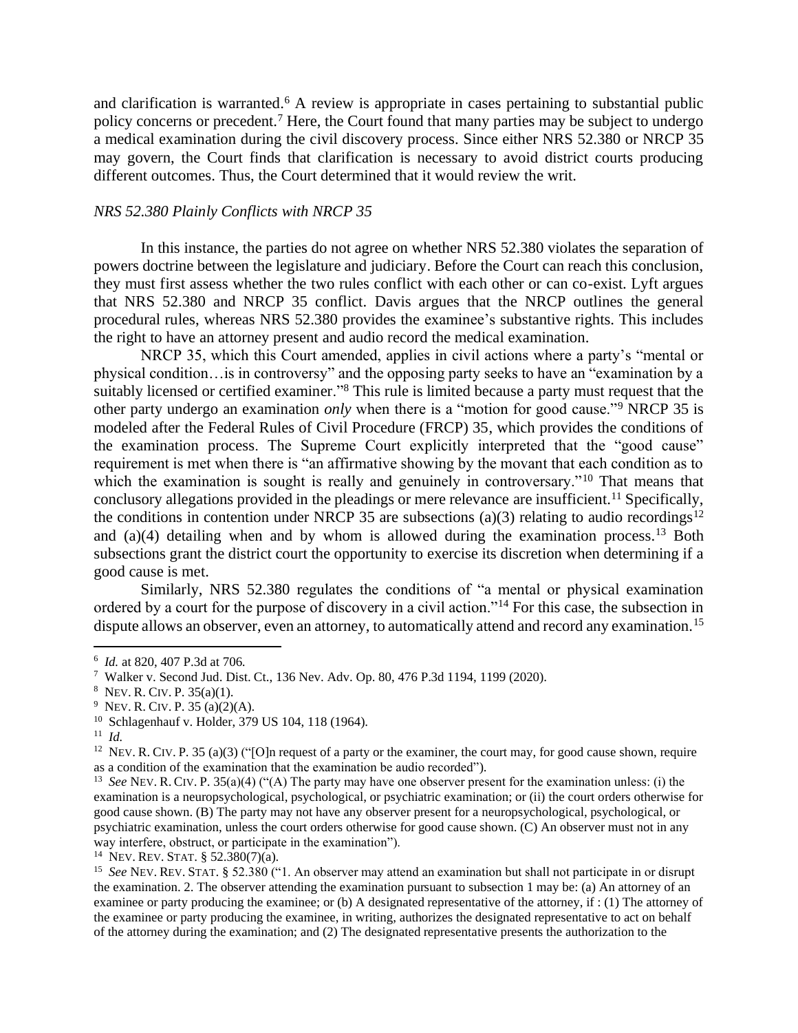and clarification is warranted.[6] A review is appropriate in cases pertaining to substantial public policy concerns or precedent.[7] Here, the Court found that many parties may be subject to undergo a medical examination during the civil discovery process. Since either NRS 52.380 or NRCP 35 may govern, the Court finds that clarification is necessary to avoid district courts producing different outcomes. Thus, the Court determined that it would review the writ.

*NRS 52.380 Plainly Conflicts with NRCP 35*

In this instance, the parties do not agree on whether NRS 52.380 violates the separation of powers doctrine between the legislature and judiciary. Before the Court can reach this conclusion, they must first assess whether the two rules conflict with each other or can co-exist. Lyft argues that NRS 52.380 and NRCP 35 conflict. Davis argues that the NRCP outlines the general procedural rules, whereas NRS 52.380 provides the examinee's substantive rights. This includes the right to have an attorney present and audio record the medical examination.

NRCP 35, which this Court amended, applies in civil actions where a party's "mental or physical condition…is in controversy" and the opposing party seeks to have an "examination by a suitably licensed or certified examiner."[8] This rule is limited because a party must request that the other party undergo an examination *only* when there is a "motion for good cause."[9] NRCP 35 is modeled after the Federal Rules of Civil Procedure (FRCP) 35, which provides the conditions of the examination process. The Supreme Court explicitly interpreted that the "good cause" requirement is met when there is "an affirmative showing by the movant that each condition as to which the examination is sought is really and genuinely in controversary."[10] That means that conclusory allegations provided in the pleadings or mere relevance are insufficient.[11] Specifically, the conditions in contention under NRCP 35 are subsections (a)(3) relating to audio recordings[12] and (a)(4) detailing when and by whom is allowed during the examination process.[13] Both subsections grant the district court the opportunity to exercise its discretion when determining if a good cause is met.

Similarly, NRS 52.380 regulates the conditions of "a mental or physical examination ordered by a court for the purpose of discovery in a civil action."[14] For this case, the subsection in dispute allows an observer, even an attorney, to automatically attend and record any examination.[15]

---

[6] *Id.* at 820, 407 P.3d at 706.

[7] Walker v. Second Jud. Dist. Ct., 136 Nev. Adv. Op. 80, 476 P.3d 1194, 1199 (2020).

[8] NEV. R. CIV. P. 35(a)(1).

[9] NEV. R. CIV. P. 35 (a)(2)(A).

[10] Schlagenhauf v. Holder, 379 US 104, 118 (1964).

[11] *Id.*

[12] NEV. R. CIV. P. 35 (a)(3) ("[O]n request of a party or the examiner, the court may, for good cause shown, require as a condition of the examination that the examination be audio recorded").

[13] *See* NEV. R. CIV. P. 35(a)(4) ("(A) The party may have one observer present for the examination unless: (i) the examination is a neuropsychological, psychological, or psychiatric examination; or (ii) the court orders otherwise for good cause shown. (B) The party may not have any observer present for a neuropsychological, psychological, or psychiatric examination, unless the court orders otherwise for good cause shown. (C) An observer must not in any way interfere, obstruct, or participate in the examination").

[14] NEV. REV. STAT. § 52.380(7)(a).

[15] *See* NEV. REV. STAT. § 52.380 ("1. An observer may attend an examination but shall not participate in or disrupt the examination. 2. The observer attending the examination pursuant to subsection 1 may be: (a) An attorney of an examinee or party producing the examinee; or (b) A designated representative of the attorney, if : (1) The attorney of the examinee or party producing the examinee, in writing, authorizes the designated representative to act on behalf of the attorney during the examination; and (2) The designated representative presents the authorization to the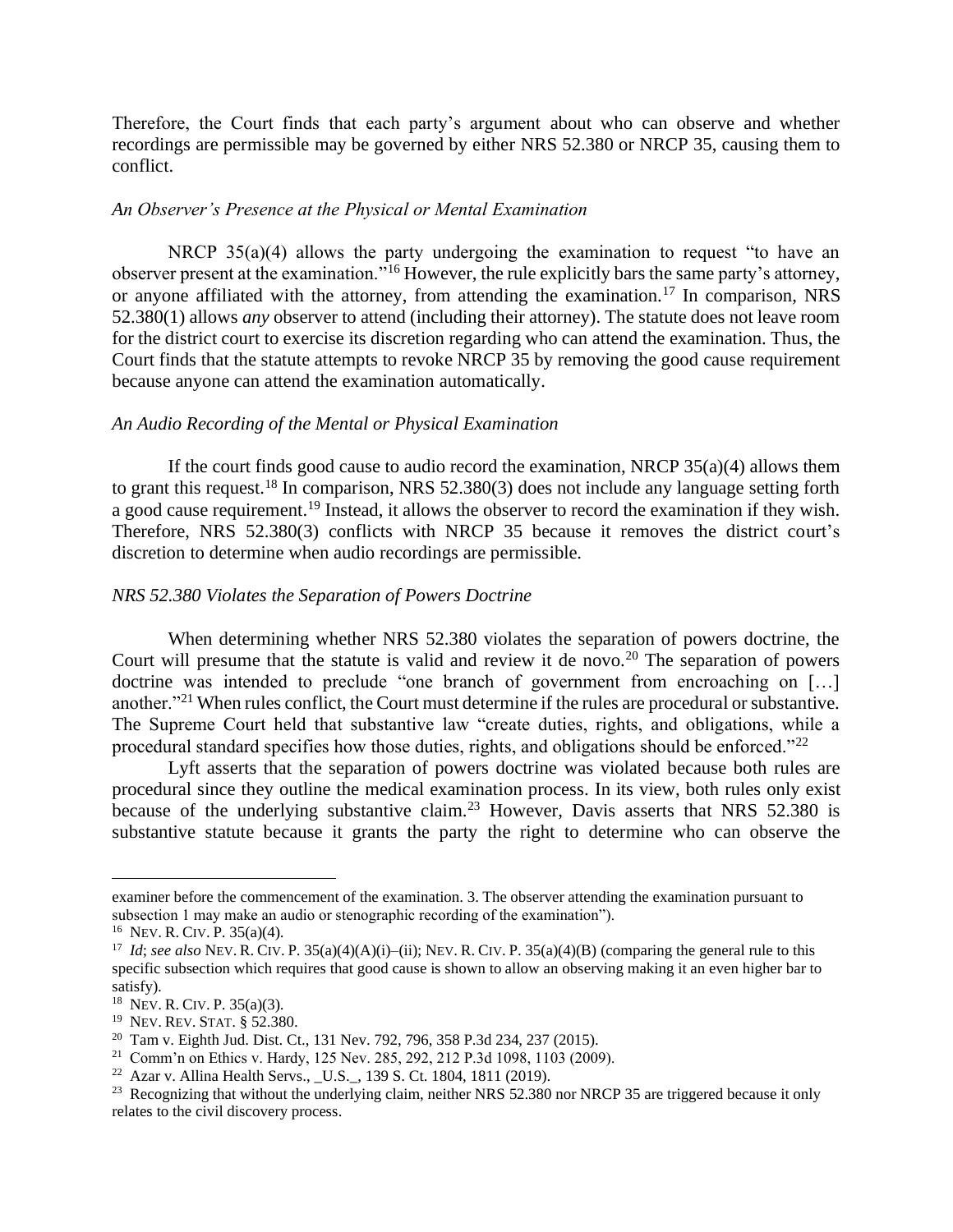Therefore, the Court finds that each party's argument about who can observe and whether recordings are permissible may be governed by either NRS 52.380 or NRCP 35, causing them to conflict.

*An Observer's Presence at the Physical or Mental Examination*

NRCP 35(a)(4) allows the party undergoing the examination to request "to have an observer present at the examination."[16] However, the rule explicitly bars the same party's attorney, or anyone affiliated with the attorney, from attending the examination.[17] In comparison, NRS 52.380(1) allows *any* observer to attend (including their attorney). The statute does not leave room for the district court to exercise its discretion regarding who can attend the examination. Thus, the Court finds that the statute attempts to revoke NRCP 35 by removing the good cause requirement because anyone can attend the examination automatically.

*An Audio Recording of the Mental or Physical Examination*

If the court finds good cause to audio record the examination, NRCP 35(a)(4) allows them to grant this request.[18] In comparison, NRS 52.380(3) does not include any language setting forth a good cause requirement.[19] Instead, it allows the observer to record the examination if they wish. Therefore, NRS 52.380(3) conflicts with NRCP 35 because it removes the district court's discretion to determine when audio recordings are permissible.

*NRS 52.380 Violates the Separation of Powers Doctrine*

When determining whether NRS 52.380 violates the separation of powers doctrine, the Court will presume that the statute is valid and review it de novo.[20] The separation of powers doctrine was intended to preclude "one branch of government from encroaching on […] another."[21] When rules conflict, the Court must determine if the rules are procedural or substantive. The Supreme Court held that substantive law "create duties, rights, and obligations, while a procedural standard specifies how those duties, rights, and obligations should be enforced."[22]

Lyft asserts that the separation of powers doctrine was violated because both rules are procedural since they outline the medical examination process. In its view, both rules only exist because of the underlying substantive claim.[23] However, Davis asserts that NRS 52.380 is substantive statute because it grants the party the right to determine who can observe the

---

examiner before the commencement of the examination. 3. The observer attending the examination pursuant to subsection 1 may make an audio or stenographic recording of the examination").

[16] NEV. R. CIV. P. 35(a)(4).

[17] *Id*; *see also* NEV. R. CIV. P. 35(a)(4)(A)(i)–(ii); NEV. R. CIV. P. 35(a)(4)(B) (comparing the general rule to this specific subsection which requires that good cause is shown to allow an observing making it an even higher bar to satisfy).

[18] NEV. R. CIV. P. 35(a)(3).

[19] NEV. REV. STAT. § 52.380.

[20] Tam v. Eighth Jud. Dist. Ct., 131 Nev. 792, 796, 358 P.3d 234, 237 (2015).

[21] Comm'n on Ethics v. Hardy, 125 Nev. 285, 292, 212 P.3d 1098, 1103 (2009).

[22] Azar v. Allina Health Servs., _U.S._, 139 S. Ct. 1804, 1811 (2019).

[23] Recognizing that without the underlying claim, neither NRS 52.380 nor NRCP 35 are triggered because it only relates to the civil discovery process.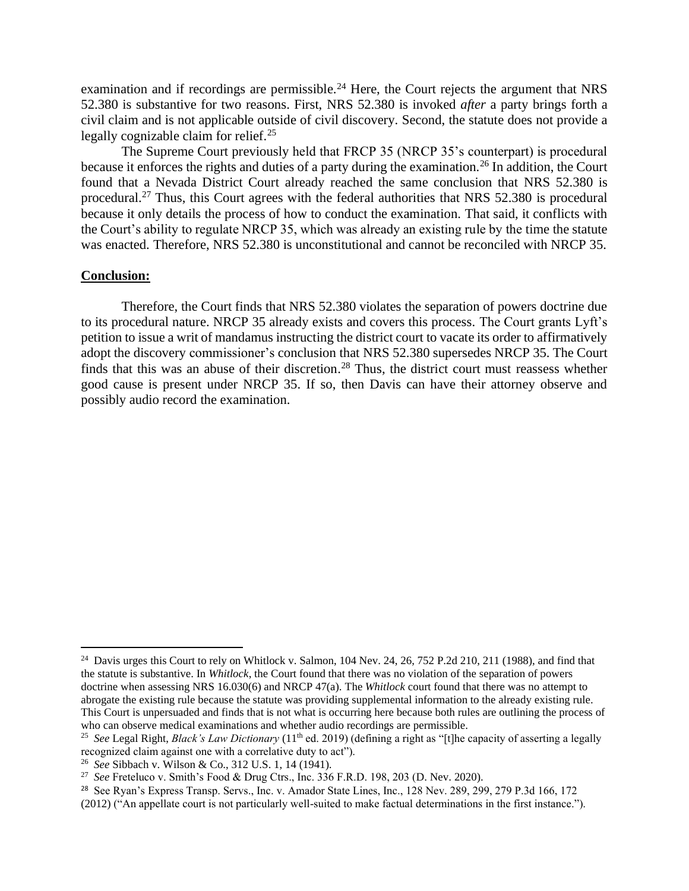examination and if recordings are permissible.[24] Here, the Court rejects the argument that NRS 52.380 is substantive for two reasons. First, NRS 52.380 is invoked *after* a party brings forth a civil claim and is not applicable outside of civil discovery. Second, the statute does not provide a legally cognizable claim for relief.[25]

The Supreme Court previously held that FRCP 35 (NRCP 35's counterpart) is procedural because it enforces the rights and duties of a party during the examination.[26] In addition, the Court found that a Nevada District Court already reached the same conclusion that NRS 52.380 is procedural.[27] Thus, this Court agrees with the federal authorities that NRS 52.380 is procedural because it only details the process of how to conduct the examination. That said, it conflicts with the Court's ability to regulate NRCP 35, which was already an existing rule by the time the statute was enacted. Therefore, NRS 52.380 is unconstitutional and cannot be reconciled with NRCP 35.

**Conclusion:**

Therefore, the Court finds that NRS 52.380 violates the separation of powers doctrine due to its procedural nature. NRCP 35 already exists and covers this process. The Court grants Lyft's petition to issue a writ of mandamus instructing the district court to vacate its order to affirmatively adopt the discovery commissioner's conclusion that NRS 52.380 supersedes NRCP 35. The Court finds that this was an abuse of their discretion.[28] Thus, the district court must reassess whether good cause is present under NRCP 35. If so, then Davis can have their attorney observe and possibly audio record the examination.

---

[24] Davis urges this Court to rely on Whitlock v. Salmon, 104 Nev. 24, 26, 752 P.2d 210, 211 (1988), and find that the statute is substantive. In *Whitlock*, the Court found that there was no violation of the separation of powers doctrine when assessing NRS 16.030(6) and NRCP 47(a). The *Whitlock* court found that there was no attempt to abrogate the existing rule because the statute was providing supplemental information to the already existing rule. This Court is unpersuaded and finds that is not what is occurring here because both rules are outlining the process of who can observe medical examinations and whether audio recordings are permissible.

[25] *See* Legal Right, *Black's Law Dictionary* (11th ed. 2019) (defining a right as "[t]he capacity of asserting a legally recognized claim against one with a correlative duty to act").

[26] *See* Sibbach v. Wilson & Co., 312 U.S. 1, 14 (1941).

[27] *See* Freteluco v. Smith's Food & Drug Ctrs., Inc. 336 F.R.D. 198, 203 (D. Nev. 2020).

[28] See Ryan's Express Transp. Servs., Inc. v. Amador State Lines, Inc., 128 Nev. 289, 299, 279 P.3d 166, 172 (2012) ("An appellate court is not particularly well-suited to make factual determinations in the first instance.").